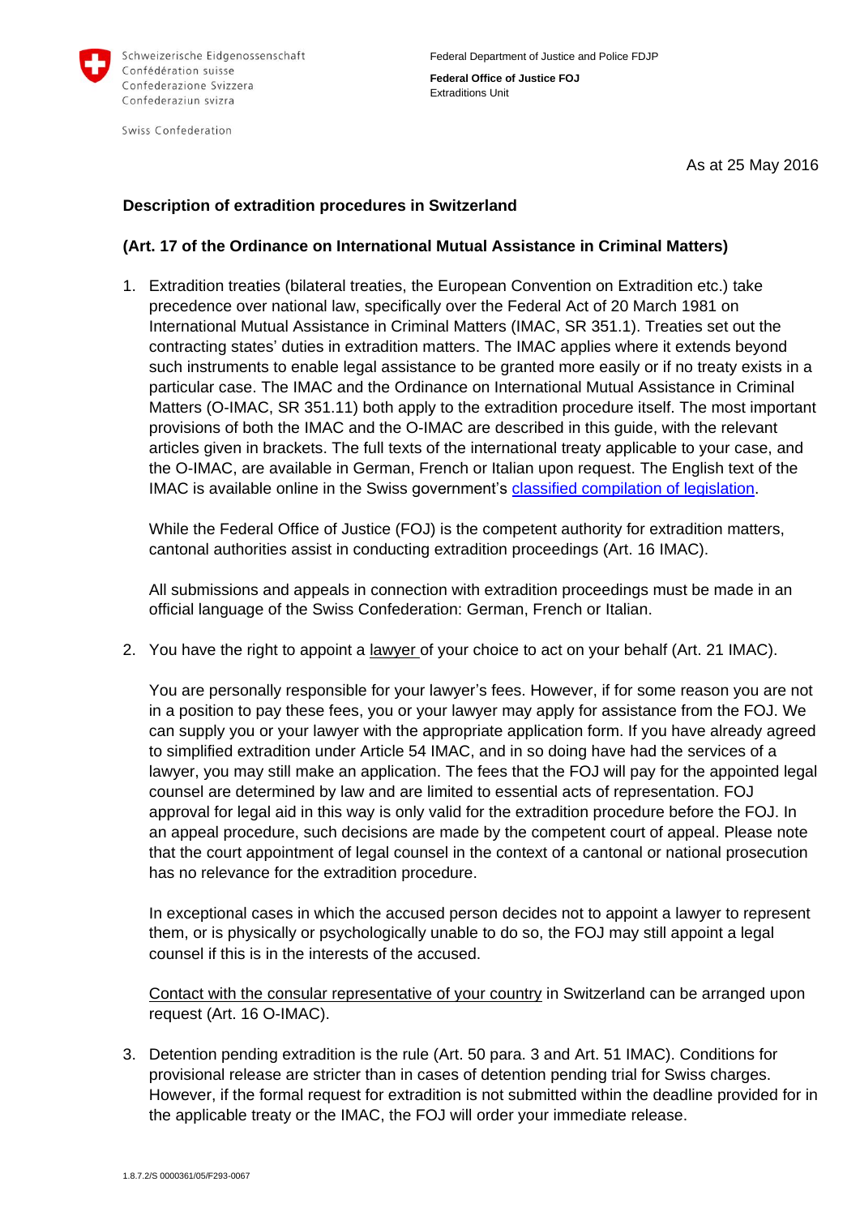Schweizerische Eidgenossenschaft
Confédération suisse
Confederazione Svizzera
Confederaziun svizra

Swiss Confederation

Federal Department of Justice and Police FDJP

**Federal Office of Justice FOJ**
Extraditions Unit

As at 25 May 2016

**Description of extradition procedures in Switzerland**

**(Art. 17 of the Ordinance on International Mutual Assistance in Criminal Matters)**

1. Extradition treaties (bilateral treaties, the European Convention on Extradition etc.) take precedence over national law, specifically over the Federal Act of 20 March 1981 on International Mutual Assistance in Criminal Matters (IMAC, SR 351.1). Treaties set out the contracting states' duties in extradition matters. The IMAC applies where it extends beyond such instruments to enable legal assistance to be granted more easily or if no treaty exists in a particular case. The IMAC and the Ordinance on International Mutual Assistance in Criminal Matters (O-IMAC, SR 351.11) both apply to the extradition procedure itself. The most important provisions of both the IMAC and the O-IMAC are described in this guide, with the relevant articles given in brackets. The full texts of the international treaty applicable to your case, and the O-IMAC, are available in German, French or Italian upon request. The English text of the IMAC is available online in the Swiss government's classified compilation of legislation.

   While the Federal Office of Justice (FOJ) is the competent authority for extradition matters, cantonal authorities assist in conducting extradition proceedings (Art. 16 IMAC).

   All submissions and appeals in connection with extradition proceedings must be made in an official language of the Swiss Confederation: German, French or Italian.

2. You have the right to appoint a lawyer of your choice to act on your behalf (Art. 21 IMAC).

   You are personally responsible for your lawyer's fees. However, if for some reason you are not in a position to pay these fees, you or your lawyer may apply for assistance from the FOJ. We can supply you or your lawyer with the appropriate application form. If you have already agreed to simplified extradition under Article 54 IMAC, and in so doing have had the services of a lawyer, you may still make an application. The fees that the FOJ will pay for the appointed legal counsel are determined by law and are limited to essential acts of representation. FOJ approval for legal aid in this way is only valid for the extradition procedure before the FOJ. In an appeal procedure, such decisions are made by the competent court of appeal. Please note that the court appointment of legal counsel in the context of a cantonal or national prosecution has no relevance for the extradition procedure.

   In exceptional cases in which the accused person decides not to appoint a lawyer to represent them, or is physically or psychologically unable to do so, the FOJ may still appoint a legal counsel if this is in the interests of the accused.

   Contact with the consular representative of your country in Switzerland can be arranged upon request (Art. 16 O-IMAC).

3. Detention pending extradition is the rule (Art. 50 para. 3 and Art. 51 IMAC). Conditions for provisional release are stricter than in cases of detention pending trial for Swiss charges. However, if the formal request for extradition is not submitted within the deadline provided for in the applicable treaty or the IMAC, the FOJ will order your immediate release.

1.8.7.2/S 0000361/05/F293-0067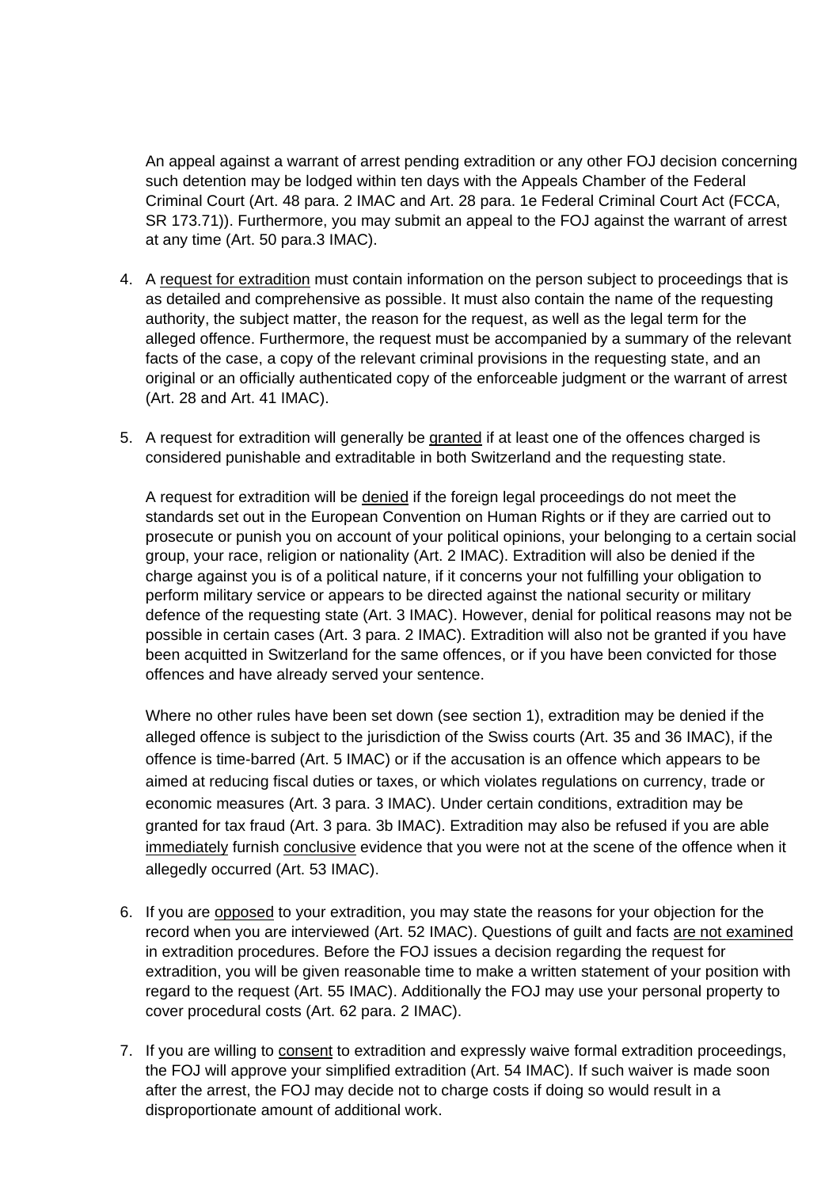An appeal against a warrant of arrest pending extradition or any other FOJ decision concerning such detention may be lodged within ten days with the Appeals Chamber of the Federal Criminal Court (Art. 48 para. 2 IMAC and Art. 28 para. 1e Federal Criminal Court Act (FCCA, SR 173.71)). Furthermore, you may submit an appeal to the FOJ against the warrant of arrest at any time (Art. 50 para.3 IMAC).

4. A <u>request for extradition</u> must contain information on the person subject to proceedings that is as detailed and comprehensive as possible. It must also contain the name of the requesting authority, the subject matter, the reason for the request, as well as the legal term for the alleged offence. Furthermore, the request must be accompanied by a summary of the relevant facts of the case, a copy of the relevant criminal provisions in the requesting state, and an original or an officially authenticated copy of the enforceable judgment or the warrant of arrest (Art. 28 and Art. 41 IMAC).

5. A request for extradition will generally be <u>granted</u> if at least one of the offences charged is considered punishable and extraditable in both Switzerland and the requesting state.

   A request for extradition will be <u>denied</u> if the foreign legal proceedings do not meet the standards set out in the European Convention on Human Rights or if they are carried out to prosecute or punish you on account of your political opinions, your belonging to a certain social group, your race, religion or nationality (Art. 2 IMAC). Extradition will also be denied if the charge against you is of a political nature, if it concerns your not fulfilling your obligation to perform military service or appears to be directed against the national security or military defence of the requesting state (Art. 3 IMAC). However, denial for political reasons may not be possible in certain cases (Art. 3 para. 2 IMAC). Extradition will also not be granted if you have been acquitted in Switzerland for the same offences, or if you have been convicted for those offences and have already served your sentence.

   Where no other rules have been set down (see section 1), extradition may be denied if the alleged offence is subject to the jurisdiction of the Swiss courts (Art. 35 and 36 IMAC), if the offence is time-barred (Art. 5 IMAC) or if the accusation is an offence which appears to be aimed at reducing fiscal duties or taxes, or which violates regulations on currency, trade or economic measures (Art. 3 para. 3 IMAC). Under certain conditions, extradition may be granted for tax fraud (Art. 3 para. 3b IMAC). Extradition may also be refused if you are able <u>immediately</u> furnish <u>conclusive</u> evidence that you were not at the scene of the offence when it allegedly occurred (Art. 53 IMAC).

6. If you are <u>opposed</u> to your extradition, you may state the reasons for your objection for the record when you are interviewed (Art. 52 IMAC). Questions of guilt and facts <u>are not examined</u> in extradition procedures. Before the FOJ issues a decision regarding the request for extradition, you will be given reasonable time to make a written statement of your position with regard to the request (Art. 55 IMAC). Additionally the FOJ may use your personal property to cover procedural costs (Art. 62 para. 2 IMAC).

7. If you are willing to <u>consent</u> to extradition and expressly waive formal extradition proceedings, the FOJ will approve your simplified extradition (Art. 54 IMAC). If such waiver is made soon after the arrest, the FOJ may decide not to charge costs if doing so would result in a disproportionate amount of additional work.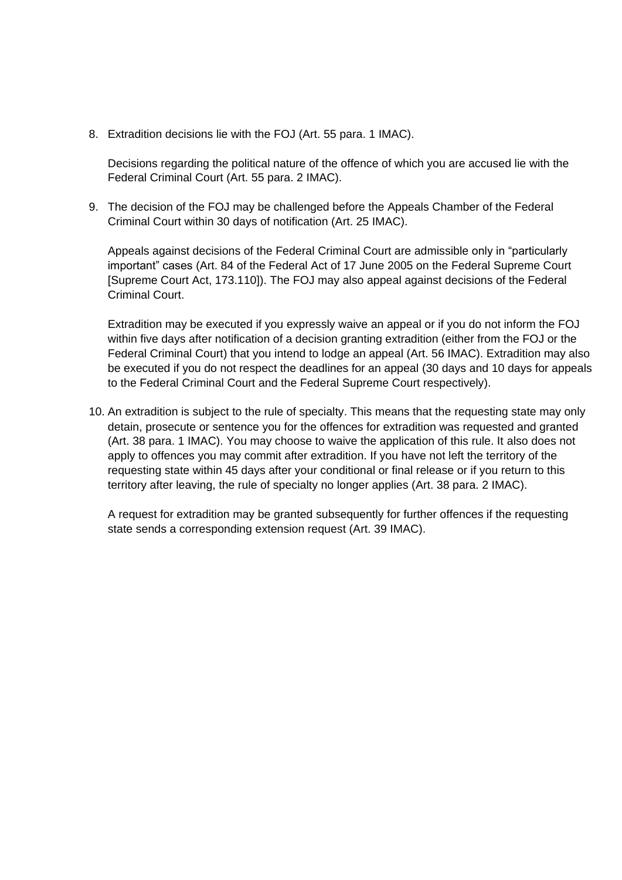8. Extradition decisions lie with the FOJ (Art. 55 para. 1 IMAC).

   Decisions regarding the political nature of the offence of which you are accused lie with the Federal Criminal Court (Art. 55 para. 2 IMAC).

9. The decision of the FOJ may be challenged before the Appeals Chamber of the Federal Criminal Court within 30 days of notification (Art. 25 IMAC).

   Appeals against decisions of the Federal Criminal Court are admissible only in “particularly important” cases (Art. 84 of the Federal Act of 17 June 2005 on the Federal Supreme Court [Supreme Court Act, 173.110]). The FOJ may also appeal against decisions of the Federal Criminal Court.

   Extradition may be executed if you expressly waive an appeal or if you do not inform the FOJ within five days after notification of a decision granting extradition (either from the FOJ or the Federal Criminal Court) that you intend to lodge an appeal (Art. 56 IMAC). Extradition may also be executed if you do not respect the deadlines for an appeal (30 days and 10 days for appeals to the Federal Criminal Court and the Federal Supreme Court respectively).

10. An extradition is subject to the rule of specialty. This means that the requesting state may only detain, prosecute or sentence you for the offences for extradition was requested and granted (Art. 38 para. 1 IMAC). You may choose to waive the application of this rule. It also does not apply to offences you may commit after extradition. If you have not left the territory of the requesting state within 45 days after your conditional or final release or if you return to this territory after leaving, the rule of specialty no longer applies (Art. 38 para. 2 IMAC).

    A request for extradition may be granted subsequently for further offences if the requesting state sends a corresponding extension request (Art. 39 IMAC).